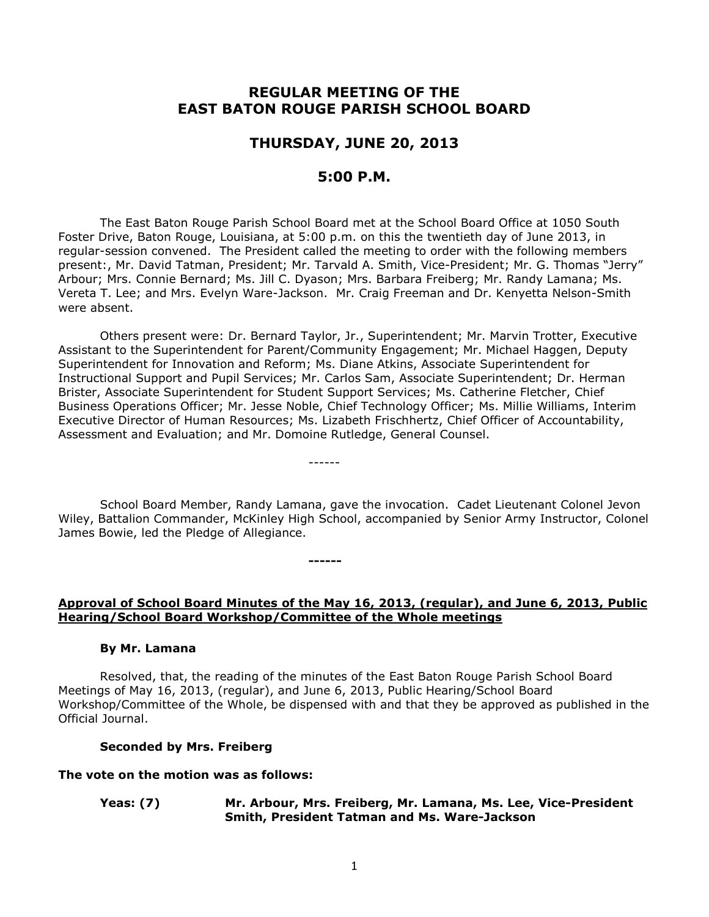# REGULAR MEETING OF THE EAST BATON ROUGE PARISH SCHOOL BOARD

## THURSDAY, JUNE 20, 2013

## 5:00 P.M.

The East Baton Rouge Parish School Board met at the School Board Office at 1050 South Foster Drive, Baton Rouge, Louisiana, at 5:00 p.m. on this the twentieth day of June 2013, in regular-session convened. The President called the meeting to order with the following members present:, Mr. David Tatman, President; Mr. Tarvald A. Smith, Vice-President; Mr. G. Thomas "Jerry" Arbour; Mrs. Connie Bernard; Ms. Jill C. Dyason; Mrs. Barbara Freiberg; Mr. Randy Lamana; Ms. Vereta T. Lee; and Mrs. Evelyn Ware-Jackson. Mr. Craig Freeman and Dr. Kenyetta Nelson-Smith were absent.

Others present were: Dr. Bernard Taylor, Jr., Superintendent; Mr. Marvin Trotter, Executive Assistant to the Superintendent for Parent/Community Engagement; Mr. Michael Haggen, Deputy Superintendent for Innovation and Reform; Ms. Diane Atkins, Associate Superintendent for Instructional Support and Pupil Services; Mr. Carlos Sam, Associate Superintendent; Dr. Herman Brister, Associate Superintendent for Student Support Services; Ms. Catherine Fletcher, Chief Business Operations Officer; Mr. Jesse Noble, Chief Technology Officer; Ms. Millie Williams, Interim Executive Director of Human Resources; Ms. Lizabeth Frischhertz, Chief Officer of Accountability, Assessment and Evaluation; and Mr. Domoine Rutledge, General Counsel.

------

School Board Member, Randy Lamana, gave the invocation. Cadet Lieutenant Colonel Jevon Wiley, Battalion Commander, McKinley High School, accompanied by Senior Army Instructor, Colonel James Bowie, led the Pledge of Allegiance.

**------**

**Approval of School Board Minutes of the May 16, 2013, (regular), and June 6, 2013, Public Hearing/School Board Workshop/Committee of the Whole meetings**

**By Mr. Lamana**

Resolved, that, the reading of the minutes of the East Baton Rouge Parish School Board Meetings of May 16, 2013, (regular), and June 6, 2013, Public Hearing/School Board Workshop/Committee of the Whole, be dispensed with and that they be approved as published in the Official Journal.

**Seconded by Mrs. Freiberg**

**The vote on the motion was as follows:**

**Yeas: (7)** **Mr. Arbour, Mrs. Freiberg, Mr. Lamana, Ms. Lee, Vice-President Smith, President Tatman and Ms. Ware-Jackson**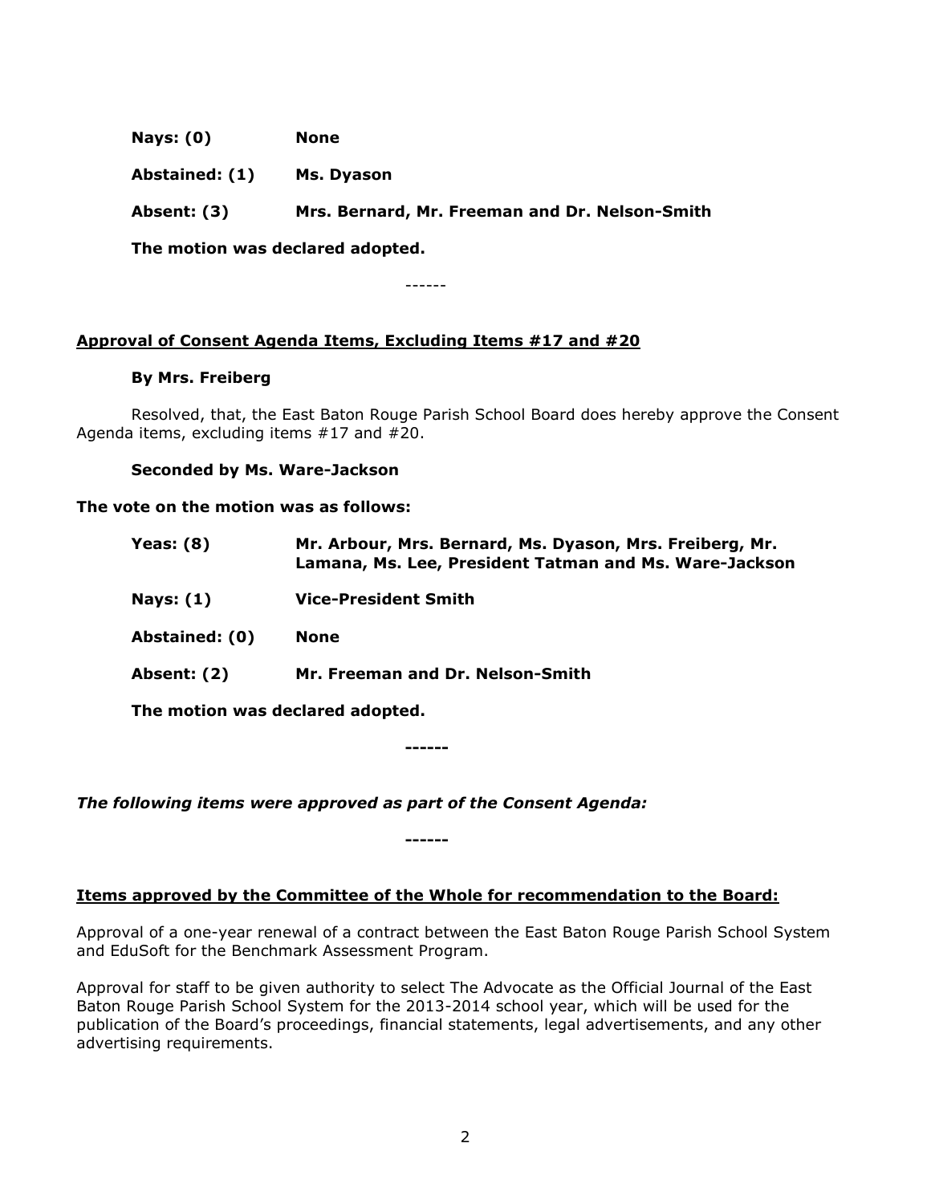**Nays: (0)** **None**

**Abstained: (1)** **Ms. Dyason**

**Absent: (3)** **Mrs. Bernard, Mr. Freeman and Dr. Nelson-Smith**

**The motion was declared adopted.**

------

**Approval of Consent Agenda Items, Excluding Items #17 and #20**

**By Mrs. Freiberg**

Resolved, that, the East Baton Rouge Parish School Board does hereby approve the Consent Agenda items, excluding items #17 and #20.

**Seconded by Ms. Ware-Jackson**

**The vote on the motion was as follows:**

**Yeas: (8)** **Mr. Arbour, Mrs. Bernard, Ms. Dyason, Mrs. Freiberg, Mr. Lamana, Ms. Lee, President Tatman and Ms. Ware-Jackson**

**Nays: (1)** **Vice-President Smith**

**Abstained: (0)** **None**

**Absent: (2)** **Mr. Freeman and Dr. Nelson-Smith**

**The motion was declared adopted.**

**------**

***The following items were approved as part of the Consent Agenda:***

**------**

**Items approved by the Committee of the Whole for recommendation to the Board:**

Approval of a one-year renewal of a contract between the East Baton Rouge Parish School System and EduSoft for the Benchmark Assessment Program.

Approval for staff to be given authority to select The Advocate as the Official Journal of the East Baton Rouge Parish School System for the 2013-2014 school year, which will be used for the publication of the Board's proceedings, financial statements, legal advertisements, and any other advertising requirements.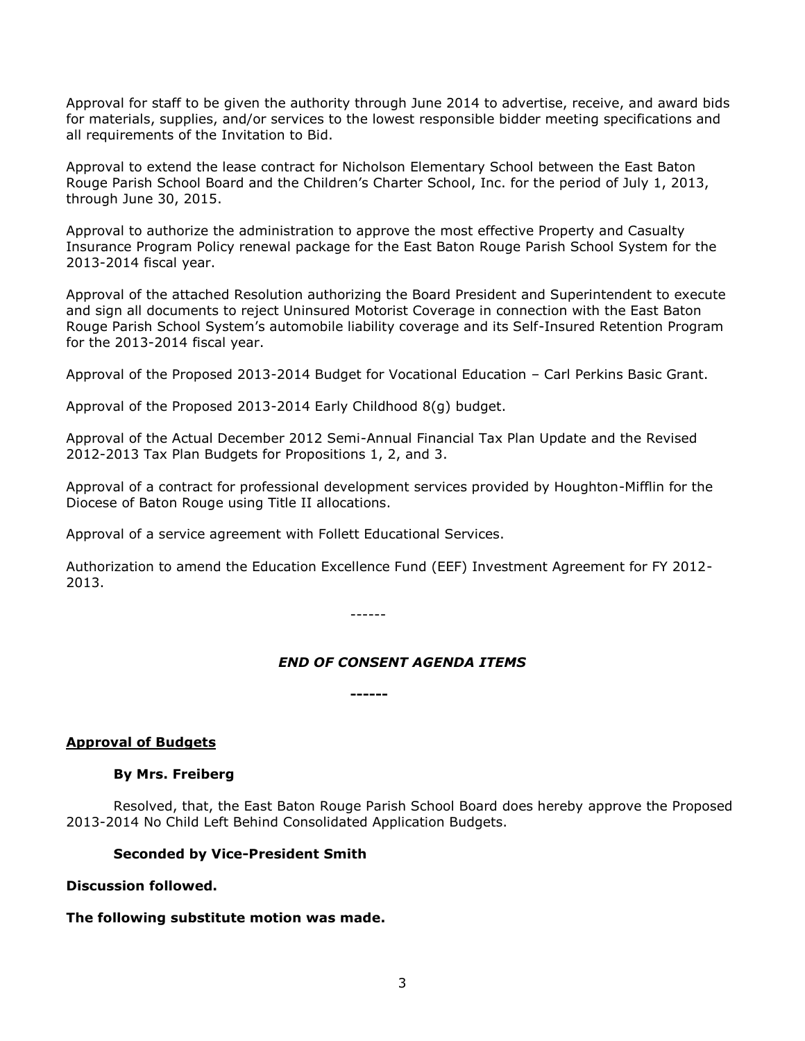Approval for staff to be given the authority through June 2014 to advertise, receive, and award bids for materials, supplies, and/or services to the lowest responsible bidder meeting specifications and all requirements of the Invitation to Bid.

Approval to extend the lease contract for Nicholson Elementary School between the East Baton Rouge Parish School Board and the Children's Charter School, Inc. for the period of July 1, 2013, through June 30, 2015.

Approval to authorize the administration to approve the most effective Property and Casualty Insurance Program Policy renewal package for the East Baton Rouge Parish School System for the 2013-2014 fiscal year.

Approval of the attached Resolution authorizing the Board President and Superintendent to execute and sign all documents to reject Uninsured Motorist Coverage in connection with the East Baton Rouge Parish School System's automobile liability coverage and its Self-Insured Retention Program for the 2013-2014 fiscal year.

Approval of the Proposed 2013-2014 Budget for Vocational Education – Carl Perkins Basic Grant.

Approval of the Proposed 2013-2014 Early Childhood 8(g) budget.

Approval of the Actual December 2012 Semi-Annual Financial Tax Plan Update and the Revised 2012-2013 Tax Plan Budgets for Propositions 1, 2, and 3.

Approval of a contract for professional development services provided by Houghton-Mifflin for the Diocese of Baton Rouge using Title II allocations.

Approval of a service agreement with Follett Educational Services.

Authorization to amend the Education Excellence Fund (EEF) Investment Agreement for FY 2012-2013.

------

***END OF CONSENT AGENDA ITEMS***

**------**

**<u>Approval of Budgets</u>**

**By Mrs. Freiberg**

Resolved, that, the East Baton Rouge Parish School Board does hereby approve the Proposed 2013-2014 No Child Left Behind Consolidated Application Budgets.

**Seconded by Vice-President Smith**

**Discussion followed.**

**The following substitute motion was made.**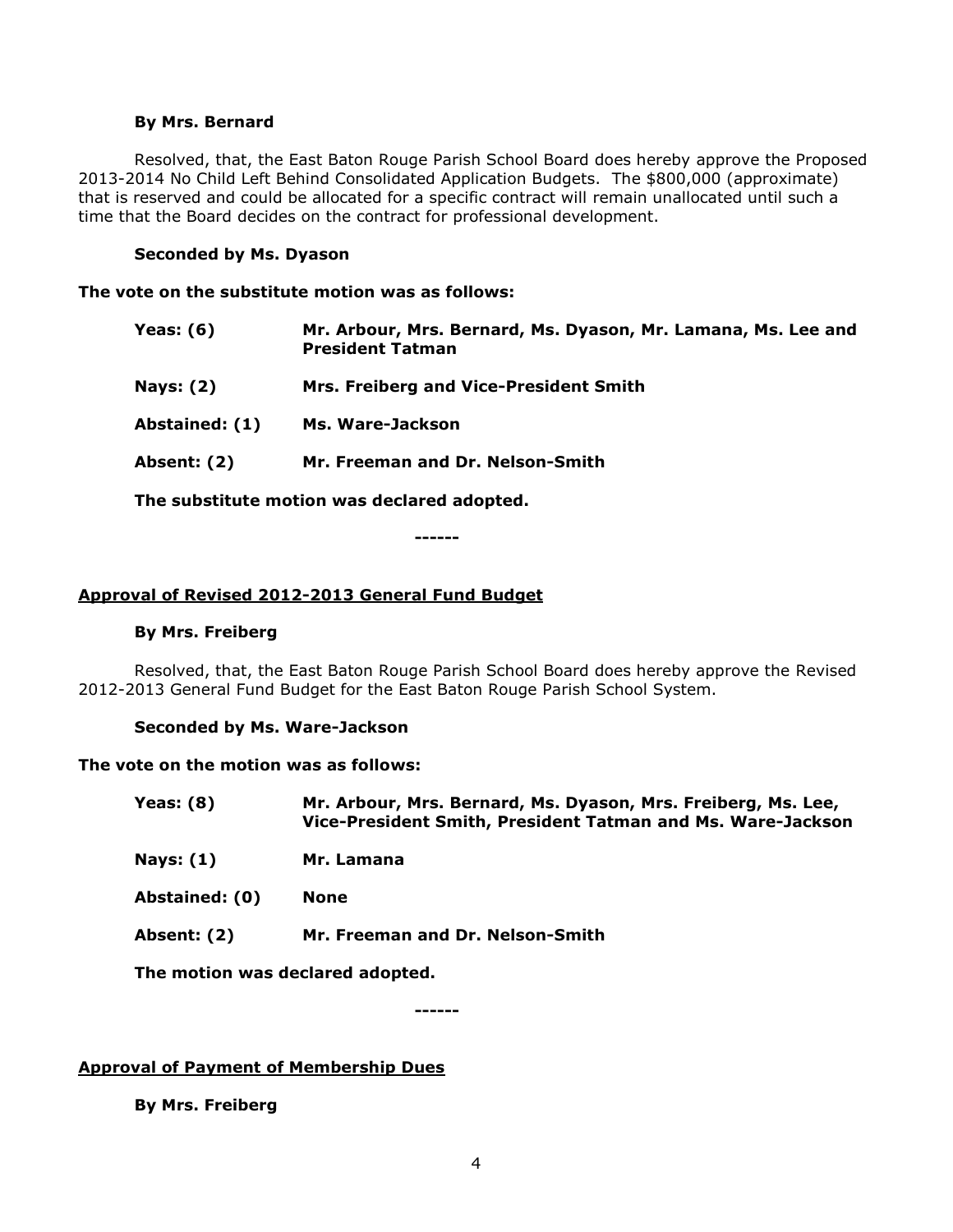**By Mrs. Bernard**

Resolved, that, the East Baton Rouge Parish School Board does hereby approve the Proposed 2013-2014 No Child Left Behind Consolidated Application Budgets. The $800,000 (approximate) that is reserved and could be allocated for a specific contract will remain unallocated until such a time that the Board decides on the contract for professional development.

**Seconded by Ms. Dyason**

**The vote on the substitute motion was as follows:**

| | |
|---|---|
| **Yeas: (6)** | **Mr. Arbour, Mrs. Bernard, Ms. Dyason, Mr. Lamana, Ms. Lee and President Tatman** |
| **Nays: (2)** | **Mrs. Freiberg and Vice-President Smith** |
| **Abstained: (1)** | **Ms. Ware-Jackson** |
| **Absent: (2)** | **Mr. Freeman and Dr. Nelson-Smith** |

**The substitute motion was declared adopted.**

**------**

## Approval of Revised 2012-2013 General Fund Budget

**By Mrs. Freiberg**

Resolved, that, the East Baton Rouge Parish School Board does hereby approve the Revised 2012-2013 General Fund Budget for the East Baton Rouge Parish School System.

**Seconded by Ms. Ware-Jackson**

**The vote on the motion was as follows:**

| | |
|---|---|
| **Yeas: (8)** | **Mr. Arbour, Mrs. Bernard, Ms. Dyason, Mrs. Freiberg, Ms. Lee, Vice-President Smith, President Tatman and Ms. Ware-Jackson** |
| **Nays: (1)** | **Mr. Lamana** |
| **Abstained: (0)** | **None** |
| **Absent: (2)** | **Mr. Freeman and Dr. Nelson-Smith** |

**The motion was declared adopted.**

**------**

## Approval of Payment of Membership Dues

**By Mrs. Freiberg**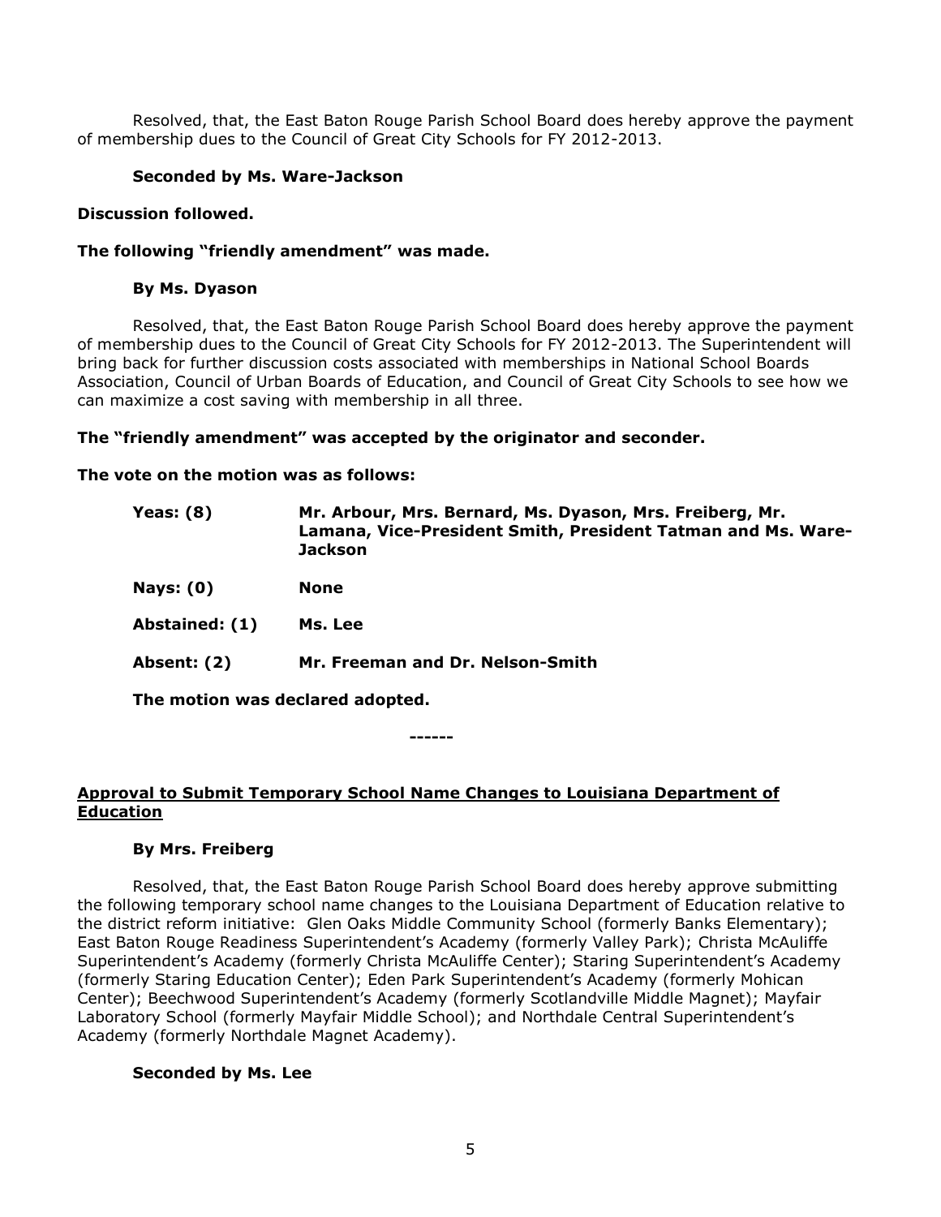Resolved, that, the East Baton Rouge Parish School Board does hereby approve the payment of membership dues to the Council of Great City Schools for FY 2012-2013.

**Seconded by Ms. Ware-Jackson**

**Discussion followed.**

**The following "friendly amendment" was made.**

**By Ms. Dyason**

Resolved, that, the East Baton Rouge Parish School Board does hereby approve the payment of membership dues to the Council of Great City Schools for FY 2012-2013. The Superintendent will bring back for further discussion costs associated with memberships in National School Boards Association, Council of Urban Boards of Education, and Council of Great City Schools to see how we can maximize a cost saving with membership in all three.

**The "friendly amendment" was accepted by the originator and seconder.**

**The vote on the motion was as follows:**

| | |
|---|---|
| **Yeas: (8)** | **Mr. Arbour, Mrs. Bernard, Ms. Dyason, Mrs. Freiberg, Mr. Lamana, Vice-President Smith, President Tatman and Ms. Ware-Jackson** |
| **Nays: (0)** | **None** |
| **Abstained: (1)** | **Ms. Lee** |
| **Absent: (2)** | **Mr. Freeman and Dr. Nelson-Smith** |

**The motion was declared adopted.**

------

## Approval to Submit Temporary School Name Changes to Louisiana Department of Education

**By Mrs. Freiberg**

Resolved, that, the East Baton Rouge Parish School Board does hereby approve submitting the following temporary school name changes to the Louisiana Department of Education relative to the district reform initiative: Glen Oaks Middle Community School (formerly Banks Elementary); East Baton Rouge Readiness Superintendent's Academy (formerly Valley Park); Christa McAuliffe Superintendent's Academy (formerly Christa McAuliffe Center); Staring Superintendent's Academy (formerly Staring Education Center); Eden Park Superintendent's Academy (formerly Mohican Center); Beechwood Superintendent's Academy (formerly Scotlandville Middle Magnet); Mayfair Laboratory School (formerly Mayfair Middle School); and Northdale Central Superintendent's Academy (formerly Northdale Magnet Academy).

**Seconded by Ms. Lee**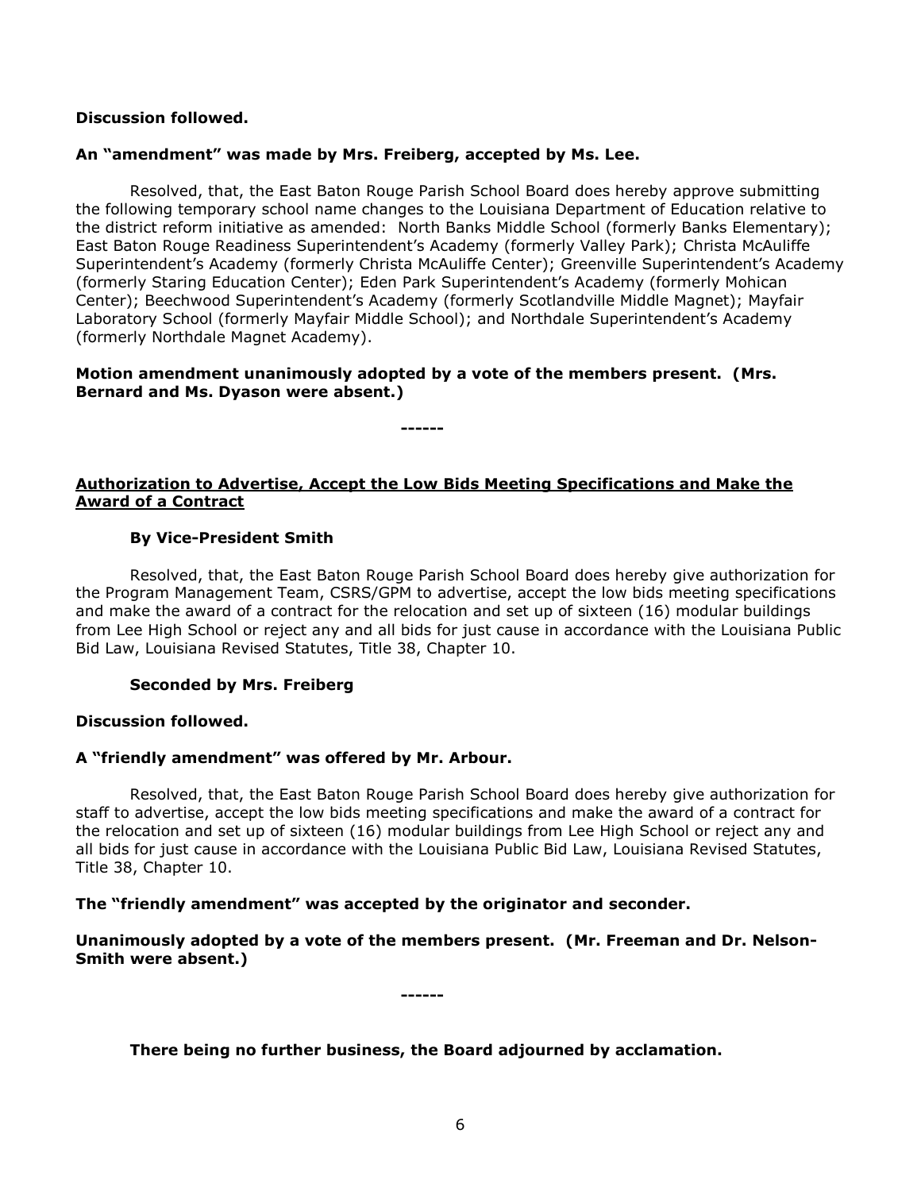**Discussion followed.**

**An "amendment" was made by Mrs. Freiberg, accepted by Ms. Lee.**

Resolved, that, the East Baton Rouge Parish School Board does hereby approve submitting the following temporary school name changes to the Louisiana Department of Education relative to the district reform initiative as amended: North Banks Middle School (formerly Banks Elementary); East Baton Rouge Readiness Superintendent's Academy (formerly Valley Park); Christa McAuliffe Superintendent's Academy (formerly Christa McAuliffe Center); Greenville Superintendent's Academy (formerly Staring Education Center); Eden Park Superintendent's Academy (formerly Mohican Center); Beechwood Superintendent's Academy (formerly Scotlandville Middle Magnet); Mayfair Laboratory School (formerly Mayfair Middle School); and Northdale Superintendent's Academy (formerly Northdale Magnet Academy).

**Motion amendment unanimously adopted by a vote of the members present. (Mrs. Bernard and Ms. Dyason were absent.)**

**------**

**<u>Authorization to Advertise, Accept the Low Bids Meeting Specifications and Make the Award of a Contract</u>**

**By Vice-President Smith**

Resolved, that, the East Baton Rouge Parish School Board does hereby give authorization for the Program Management Team, CSRS/GPM to advertise, accept the low bids meeting specifications and make the award of a contract for the relocation and set up of sixteen (16) modular buildings from Lee High School or reject any and all bids for just cause in accordance with the Louisiana Public Bid Law, Louisiana Revised Statutes, Title 38, Chapter 10.

**Seconded by Mrs. Freiberg**

**Discussion followed.**

**A "friendly amendment" was offered by Mr. Arbour.**

Resolved, that, the East Baton Rouge Parish School Board does hereby give authorization for staff to advertise, accept the low bids meeting specifications and make the award of a contract for the relocation and set up of sixteen (16) modular buildings from Lee High School or reject any and all bids for just cause in accordance with the Louisiana Public Bid Law, Louisiana Revised Statutes, Title 38, Chapter 10.

**The "friendly amendment" was accepted by the originator and seconder.**

**Unanimously adopted by a vote of the members present. (Mr. Freeman and Dr. Nelson-Smith were absent.)**

**------**

**There being no further business, the Board adjourned by acclamation.**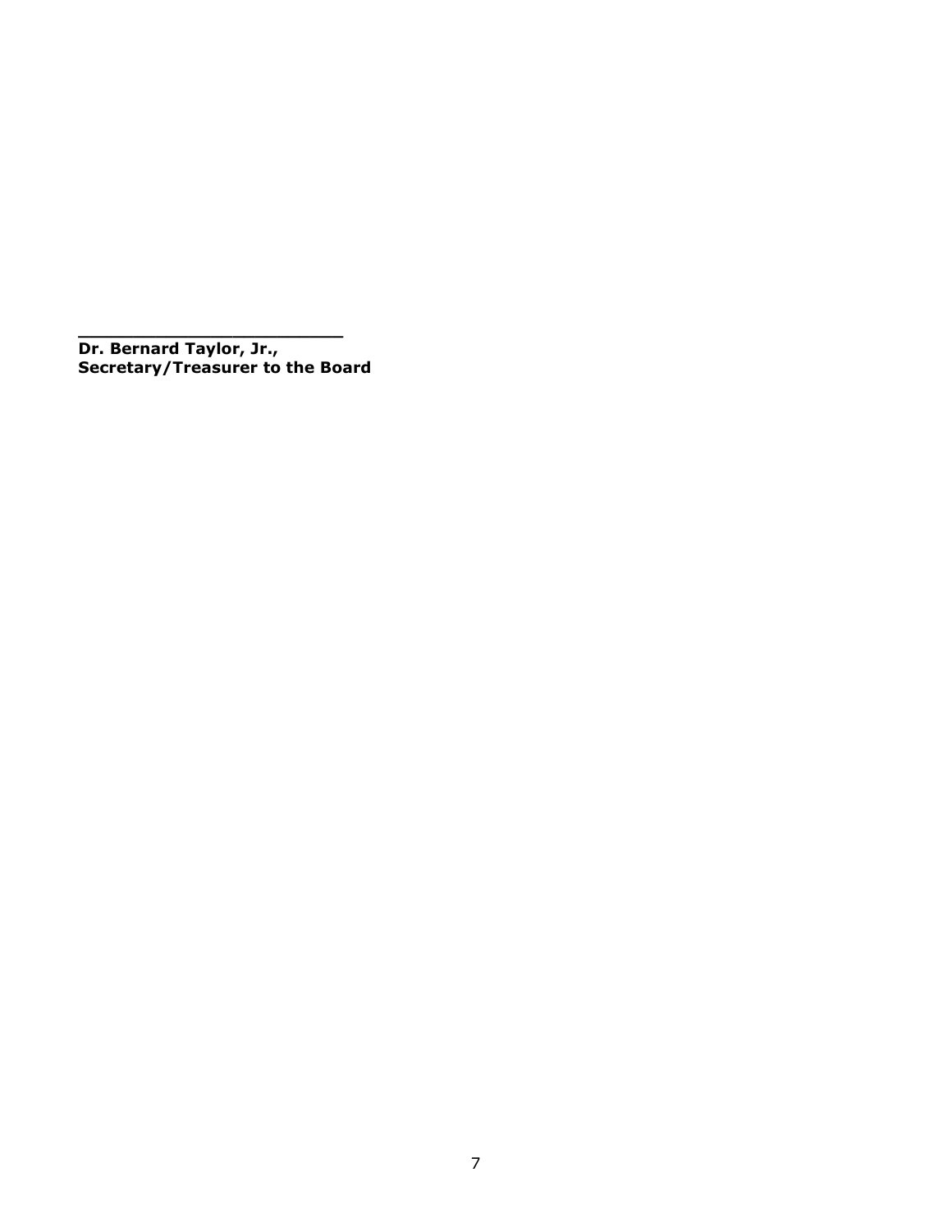\_\_\_\_\_\_\_\_\_\_\_\_\_\_\_\_\_\_\_\_\_\_\_\_\_\_

**Dr. Bernard Taylor, Jr.,**
**Secretary/Treasurer to the Board**